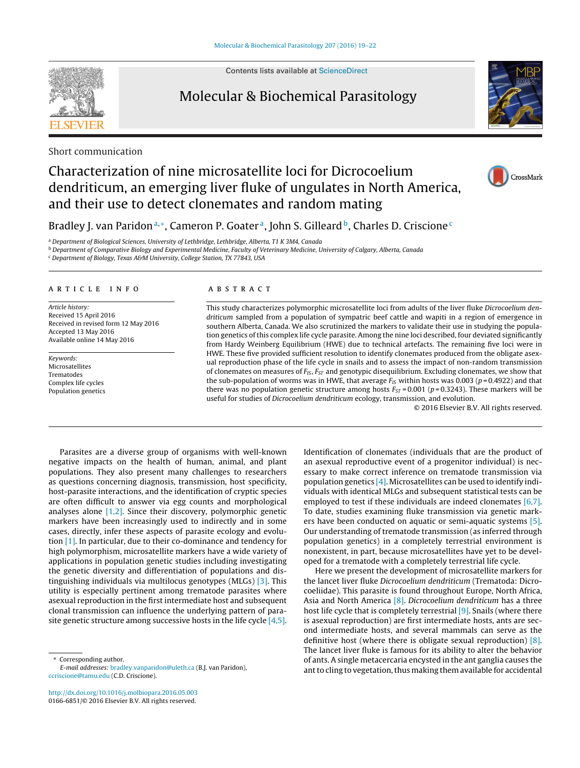Short communication

# Characterization of nine microsatellite loci for Dicrocoelium dendriticum, an emerging liver fluke of ungulates in North America, and their use to detect clonemates and random mating

Bradley J. van Paridon [a,*], Cameron P. Goater [a], John S. Gilleard [b], Charles D. Criscione [c]

[a] Department of Biological Sciences, University of Lethbridge, Lethbridge, Alberta, T1 K 3M4, Canada
[b] Department of Comparative Biology and Experimental Medicine, Faculty of Veterinary Medicine, University of Calgary, Alberta, Canada
[c] Department of Biology, Texas A&M University, College Station, TX 77843, USA

## ARTICLE INFO

*Article history:*
Received 15 April 2016
Received in revised form 12 May 2016
Accepted 13 May 2016
Available online 14 May 2016

*Keywords:*
Microsatellites
Trematodes
Complex life cycles
Population genetics

## ABSTRACT

This study characterizes polymorphic microsatellite loci from adults of the liver fluke *Dicrocoelium dendriticum* sampled from a population of sympatric beef cattle and wapiti in a region of emergence in southern Alberta, Canada. We also scrutinized the markers to validate their use in studying the population genetics of this complex life cycle parasite. Among the nine loci described, four deviated significantly from Hardy Weinberg Equilibrium (HWE) due to technical artefacts. The remaining five loci were in HWE. These five provided sufficient resolution to identify clonemates produced from the obligate asexual reproduction phase of the life cycle in snails and to assess the impact of non-random transmission of clonemates on measures of $F_{IS}$, $F_{ST}$ and genotypic disequilibrium. Excluding clonemates, we show that the sub-population of worms was in HWE, that average $F_{IS}$ within hosts was 0.003 ($p = 0.4922$) and that there was no population genetic structure among hosts $F_{ST} = 0.001$ ($p = 0.3243$). These markers will be useful for studies of *Dicrocoelium dendriticum* ecology, transmission, and evolution.

© 2016 Elsevier B.V. All rights reserved.

Parasites are a diverse group of organisms with well-known negative impacts on the health of human, animal, and plant populations. They also present many challenges to researchers as questions concerning diagnosis, transmission, host specificity, host-parasite interactions, and the identification of cryptic species are often difficult to answer via egg counts and morphological analyses alone [1,2]. Since their discovery, polymorphic genetic markers have been increasingly used to indirectly and in some cases, directly, infer these aspects of parasite ecology and evolution [1]. In particular, due to their co-dominance and tendency for high polymorphism, microsatellite markers have a wide variety of applications in population genetic studies including investigating the genetic diversity and differentiation of populations and distinguishing individuals via multilocus genotypes (MLGs) [3]. This utility is especially pertinent among trematode parasites where asexual reproduction in the first intermediate host and subsequent clonal transmission can influence the underlying pattern of parasite genetic structure among successive hosts in the life cycle [4,5]. Identification of clonemates (individuals that are the product of an asexual reproductive event of a progenitor individual) is necessary to make correct inference on trematode transmission via population genetics [4]. Microsatellites can be used to identify individuals with identical MLGs and subsequent statistical tests can be employed to test if these individuals are indeed clonemates [6,7]. To date, studies examining fluke transmission via genetic markers have been conducted on aquatic or semi-aquatic systems [5]. Our understanding of trematode transmission (as inferred through population genetics) in a completely terrestrial environment is nonexistent, in part, because microsatellites have yet to be developed for a trematode with a completely terrestrial life cycle.

Here we present the development of microsatellite markers for the lancet liver fluke *Dicrocoelium dendriticum* (Trematoda: Dicrocoeliidae). This parasite is found throughout Europe, North Africa, Asia and North America [8]. *Dicrocoelium dendriticum* has a three host life cycle that is completely terrestrial [9]. Snails (where there is asexual reproduction) are first intermediate hosts, ants are second intermediate hosts, and several mammals can serve as the definitive host (where there is obligate sexual reproduction) [8]. The lancet liver fluke is famous for its ability to alter the behavior of ants. A single metacercaria encysted in the ant ganglia causes the ant to cling to vegetation, thus making them available for accidental

* Corresponding author.
*E-mail addresses:* bradley.vanparidon@uleth.ca (B.J. van Paridon), ccriscione@tamu.edu (C.D. Criscione).

http://dx.doi.org/10.1016/j.molbiopara.2016.05.003
0166-6851/© 2016 Elsevier B.V. All rights reserved.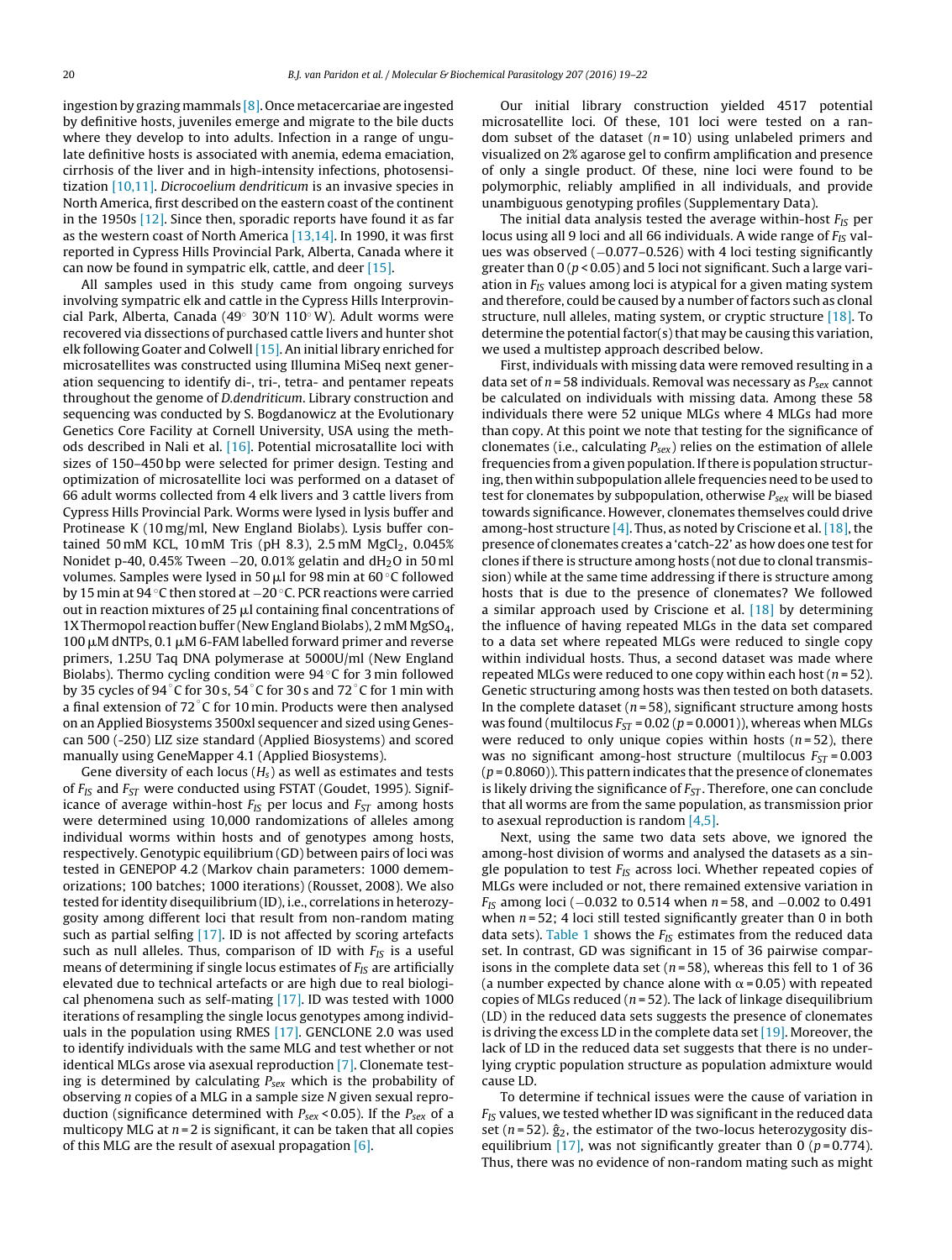ingestion by grazing mammals [8]. Once metacercariae are ingested by definitive hosts, juveniles emerge and migrate to the bile ducts where they develop to into adults. Infection in a range of ungulate definitive hosts is associated with anemia, edema emaciation, cirrhosis of the liver and in high-intensity infections, photosensitization [10,11]. *Dicrocoelium dendriticum* is an invasive species in North America, first described on the eastern coast of the continent in the 1950s [12]. Since then, sporadic reports have found it as far as the western coast of North America [13,14]. In 1990, it was first reported in Cypress Hills Provincial Park, Alberta, Canada where it can now be found in sympatric elk, cattle, and deer [15].

All samples used in this study came from ongoing surveys involving sympatric elk and cattle in the Cypress Hills Interprovincial Park, Alberta, Canada (49° 30′N 110° W). Adult worms were recovered via dissections of purchased cattle livers and hunter shot elk following Goater and Colwell [15]. An initial library enriched for microsatellites was constructed using Illumina MiSeq next generation sequencing to identify di-, tri-, tetra- and pentamer repeats throughout the genome of *D.dendriticum*. Library construction and sequencing was conducted by S. Bogdanowicz at the Evolutionary Genetics Core Facility at Cornell University, USA using the methods described in Nali et al. [16]. Potential microsatallite loci with sizes of 150–450 bp were selected for primer design. Testing and optimization of microsatellite loci was performed on a dataset of 66 adult worms collected from 4 elk livers and 3 cattle livers from Cypress Hills Provincial Park. Worms were lysed in lysis buffer and Protinease K (10 mg/ml, New England Biolabs). Lysis buffer contained 50 mM KCL, 10 mM Tris (pH 8.3), 2.5 mM $MgCl_2$, 0.045% Nonidet p-40, 0.45% Tween −20, 0.01% gelatin and $dH_2O$ in 50 ml volumes. Samples were lysed in 50 μl for 98 min at 60 °C followed by 15 min at 94 °C then stored at −20 °C. PCR reactions were carried out in reaction mixtures of 25 μl containing final concentrations of 1X Thermopol reaction buffer (New England Biolabs), 2 mM $MgSO_4$, 100 μM dNTPs, 0.1 μM 6-FAM labelled forward primer and reverse primers, 1.25U Taq DNA polymerase at 5000U/ml (New England Biolabs). Thermo cycling condition were 94 °C for 3 min followed by 35 cycles of 94 °C for 30 s, 54 °C for 30 s and 72 °C for 1 min with a final extension of 72 °C for 10 min. Products were then analysed on an Applied Biosystems 3500xl sequencer and sized using Genescan 500 (-250) LIZ size standard (Applied Biosystems) and scored manually using GeneMapper 4.1 (Applied Biosystems).

Gene diversity of each locus ($H_s$) as well as estimates and tests of $F_{IS}$ and $F_{ST}$ were conducted using FSTAT (Goudet, 1995). Significance of average within-host $F_{IS}$ per locus and $F_{ST}$ among hosts were determined using 10,000 randomizations of alleles among individual worms within hosts and of genotypes among hosts, respectively. Genotypic equilibrium (GD) between pairs of loci was tested in GENEPOP 4.2 (Markov chain parameters: 1000 dememorizations; 100 batches; 1000 iterations) (Rousset, 2008). We also tested for identity disequilibrium (ID), i.e., correlations in heterozygosity among different loci that result from non-random mating such as partial selfing [17]. ID is not affected by scoring artefacts such as null alleles. Thus, comparison of ID with $F_{IS}$ is a useful means of determining if single locus estimates of $F_{IS}$ are artificially elevated due to technical artefacts or are high due to real biological phenomena such as self-mating [17]. ID was tested with 1000 iterations of resampling the single locus genotypes among individuals in the population using RMES [17]. GENCLONE 2.0 was used to identify individuals with the same MLG and test whether or not identical MLGs arose via asexual reproduction [7]. Clonemate testing is determined by calculating $P_{sex}$ which is the probability of observing $n$ copies of a MLG in a sample size $N$ given sexual reproduction (significance determined with $P_{sex} < 0.05$). If the $P_{sex}$ of a multicopy MLG at $n = 2$ is significant, it can be taken that all copies of this MLG are the result of asexual propagation [6].

Our initial library construction yielded 4517 potential microsatellite loci. Of these, 101 loci were tested on a random subset of the dataset ($n = 10$) using unlabeled primers and visualized on 2% agarose gel to confirm amplification and presence of only a single product. Of these, nine loci were found to be polymorphic, reliably amplified in all individuals, and provide unambiguous genotyping profiles (Supplementary Data).

The initial data analysis tested the average within-host $F_{IS}$ per locus using all 9 loci and all 66 individuals. A wide range of $F_{IS}$ values was observed (−0.077–0.526) with 4 loci testing significantly greater than 0 ($p < 0.05$) and 5 loci not significant. Such a large variation in $F_{IS}$ values among loci is atypical for a given mating system and therefore, could be caused by a number of factors such as clonal structure, null alleles, mating system, or cryptic structure [18]. To determine the potential factor(s) that may be causing this variation, we used a multistep approach described below.

First, individuals with missing data were removed resulting in a data set of $n = 58$ individuals. Removal was necessary as $P_{sex}$ cannot be calculated on individuals with missing data. Among these 58 individuals there were 52 unique MLGs where 4 MLGs had more than copy. At this point we note that testing for the significance of clonemates (i.e., calculating $P_{sex}$) relies on the estimation of allele frequencies from a given population. If there is population structuring, then within subpopulation allele frequencies need to be used to test for clonemates by subpopulation, otherwise $P_{sex}$ will be biased towards significance. However, clonemates themselves could drive among-host structure [4]. Thus, as noted by Criscione et al. [18], the presence of clonemates creates a 'catch-22' as how does one test for clones if there is structure among hosts (not due to clonal transmission) while at the same time addressing if there is structure among hosts that is due to the presence of clonemates? We followed a similar approach used by Criscione et al. [18] by determining the influence of having repeated MLGs in the data set compared to a data set where repeated MLGs were reduced to single copy within individual hosts. Thus, a second dataset was made where repeated MLGs were reduced to one copy within each host ($n = 52$). Genetic structuring among hosts was then tested on both datasets. In the complete dataset ($n = 58$), significant structure among hosts was found (multilocus $F_{ST} = 0.02$ ($p = 0.0001$)), whereas when MLGs were reduced to only unique copies within hosts ($n = 52$), there was no significant among-host structure (multilocus $F_{ST} = 0.003$ ($p = 0.8060$)). This pattern indicates that the presence of clonemates is likely driving the significance of $F_{ST}$. Therefore, one can conclude that all worms are from the same population, as transmission prior to asexual reproduction is random [4,5].

Next, using the same two data sets above, we ignored the among-host division of worms and analysed the datasets as a single population to test $F_{IS}$ across loci. Whether repeated copies of MLGs were included or not, there remained extensive variation in $F_{IS}$ among loci (−0.032 to 0.514 when $n = 58$, and −0.002 to 0.491 when $n = 52$; 4 loci still tested significantly greater than 0 in both data sets). Table 1 shows the $F_{IS}$ estimates from the reduced data set. In contrast, GD was significant in 15 of 36 pairwise comparisons in the complete data set ($n = 58$), whereas this fell to 1 of 36 (a number expected by chance alone with $\alpha = 0.05$) with repeated copies of MLGs reduced ($n = 52$). The lack of linkage disequilibrium (LD) in the reduced data sets suggests the presence of clonemates is driving the excess LD in the complete data set [19]. Moreover, the lack of LD in the reduced data set suggests that there is no underlying cryptic population structure as population admixture would cause LD.

To determine if technical issues were the cause of variation in $F_{IS}$ values, we tested whether ID was significant in the reduced data set ($n = 52$). $\hat{g}_2$, the estimator of the two-locus heterozygosity disequilibrium [17], was not significantly greater than 0 ($p = 0.774$). Thus, there was no evidence of non-random mating such as might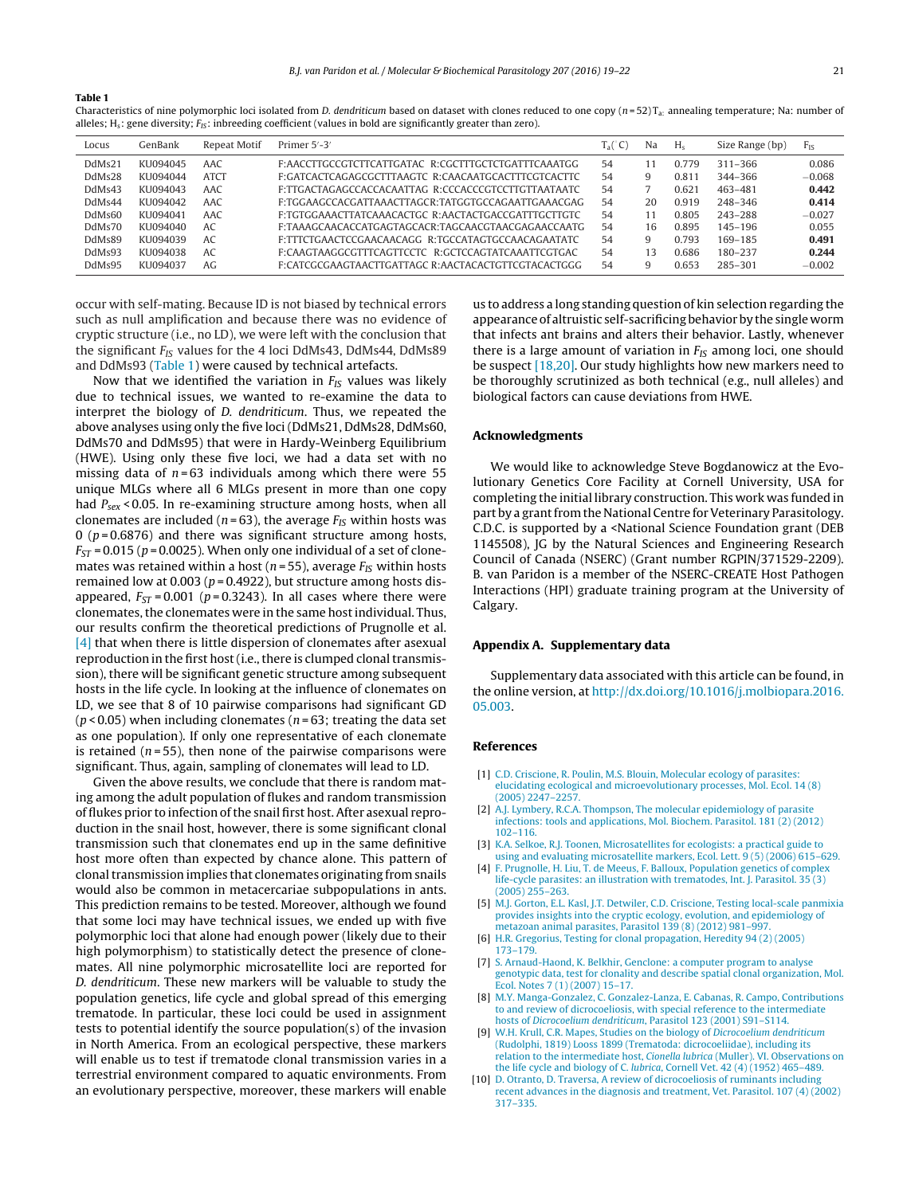**Table 1**

Characteristics of nine polymorphic loci isolated from *D. dendriticum* based on dataset with clones reduced to one copy ($n = 52$) $T_a$: annealing temperature; Na: number of alleles; $H_s$: gene diversity; $F_{IS}$: inbreeding coefficient (values in bold are significantly greater than zero).

| Locus | GenBank | Repeat Motif | Primer 5′-3′ | $T_a$(°C) | Na | $H_s$ | Size Range (bp) | $F_{IS}$ |
|---|---|---|---|---|---|---|---|---|
| DdMs21 | KU094045 | AAC | F:AACCTTGCCGTCTTCATTGATAC R:CGCTTTGCTCTGATTTCAAATGG | 54 | 11 | 0.779 | 311–366 | 0.086 |
| DdMs28 | KU094044 | ATCT | F:GATCACTCAGAGCGCTTTAAGTC R:CAACAATGCACTTTCGTCACTTC | 54 | 9 | 0.811 | 344–366 | −0.068 |
| DdMs43 | KU094043 | AAC | F:TTGACTAGAGCCACCACAATTAG R:CCCACCCGTCCTTGTTAATAATC | 54 | 7 | 0.621 | 463–481 | **0.442** |
| DdMs44 | KU094042 | AAC | F:TGGAAGCCACGATTAAACTTAGCR:TATGGTGCCAGAATTGAAACGAG | 54 | 20 | 0.919 | 248–346 | **0.414** |
| DdMs60 | KU094041 | AAC | F:TGTGGAAACTTATCAAACACTGC R:AACTACTGACCGATTTGCTTGTC | 54 | 11 | 0.805 | 243–288 | −0.027 |
| DdMs70 | KU094040 | AC | F:TAAAGCAACACCATGAGTAGCACR:TAGCAACGTAACGAGAACCAATG | 54 | 16 | 0.895 | 145–196 | 0.055 |
| DdMs89 | KU094039 | AC | F:TTTCTGAACTCCGAACAACAGG R:TGCCATAGTGCCAACAGAATATC | 54 | 9 | 0.793 | 169–185 | **0.491** |
| DdMs93 | KU094038 | AC | F:CAAGTAAGGCGTTTCAGTTCCTC R:GCTCCAGTATCAAATTCGTGAC | 54 | 13 | 0.686 | 180–237 | **0.244** |
| DdMs95 | KU094037 | AG | F:CATCGCGAAGTAACTTGATTAGC R:AACTACACTGTTCGTACACTGGG | 54 | 9 | 0.653 | 285–301 | −0.002 |

occur with self-mating. Because ID is not biased by technical errors such as null amplification and because there was no evidence of cryptic structure (i.e., no LD), we were left with the conclusion that the significant $F_{IS}$ values for the 4 loci DdMs43, DdMs44, DdMs89 and DdMs93 (Table 1) were caused by technical artefacts.

Now that we identified the variation in $F_{IS}$ values was likely due to technical issues, we wanted to re-examine the data to interpret the biology of *D. dendriticum*. Thus, we repeated the above analyses using only the five loci (DdMs21, DdMs28, DdMs60, DdMs70 and DdMs95) that were in Hardy-Weinberg Equilibrium (HWE). Using only these five loci, we had a data set with no missing data of $n = 63$ individuals among which there were 55 unique MLGs where all 6 MLGs present in more than one copy had $P_{sex} < 0.05$. In re-examining structure among hosts, when all clonemates are included ($n = 63$), the average $F_{IS}$ within hosts was 0 ($p = 0.6876$) and there was significant structure among hosts, $F_{ST} = 0.015$ ($p = 0.0025$). When only one individual of a set of clonemates was retained within a host ($n = 55$), average $F_{IS}$ within hosts remained low at 0.003 ($p = 0.4922$), but structure among hosts disappeared, $F_{ST} = 0.001$ ($p = 0.3243$). In all cases where there were clonemates, the clonemates were in the same host individual. Thus, our results confirm the theoretical predictions of Prugnolle et al. [4] that when there is little dispersion of clonemates after asexual reproduction in the first host (i.e., there is clumped clonal transmission), there will be significant genetic structure among subsequent hosts in the life cycle. In looking at the influence of clonemates on LD, we see that 8 of 10 pairwise comparisons had significant GD ($p < 0.05$) when including clonemates ($n = 63$; treating the data set as one population). If only one representative of each clonemate is retained ($n = 55$), then none of the pairwise comparisons were significant. Thus, again, sampling of clonemates will lead to LD.

Given the above results, we conclude that there is random mating among the adult population of flukes and random transmission of flukes prior to infection of the snail first host. After asexual reproduction in the snail host, however, there is some significant clonal transmission such that clonemates end up in the same definitive host more often than expected by chance alone. This pattern of clonal transmission implies that clonemates originating from snails would also be common in metacercariae subpopulations in ants. This prediction remains to be tested. Moreover, although we found that some loci may have technical issues, we ended up with five polymorphic loci that alone had enough power (likely due to their high polymorphism) to statistically detect the presence of clonemates. All nine polymorphic microsatellite loci are reported for *D. dendriticum*. These new markers will be valuable to study the population genetics, life cycle and global spread of this emerging trematode. In particular, these loci could be used in assignment tests to potential identify the source population(s) of the invasion in North America. From an ecological perspective, these markers will enable us to test if trematode clonal transmission varies in a terrestrial environment compared to aquatic environments. From an evolutionary perspective, moreover, these markers will enable us to address a long standing question of kin selection regarding the appearance of altruistic self-sacrificing behavior by the single worm that infects ant brains and alters their behavior. Lastly, whenever there is a large amount of variation in $F_{IS}$ among loci, one should be suspect [18,20]. Our study highlights how new markers need to be thoroughly scrutinized as both technical (e.g., null alleles) and biological factors can cause deviations from HWE.

## Acknowledgments

We would like to acknowledge Steve Bogdanowicz at the Evolutionary Genetics Core Facility at Cornell University, USA for completing the initial library construction. This work was funded in part by a grant from the National Centre for Veterinary Parasitology. C.D.C. is supported by a <National Science Foundation grant (DEB 1145508), JG by the Natural Sciences and Engineering Research Council of Canada (NSERC) (Grant number RGPIN/371529-2209). B. van Paridon is a member of the NSERC-CREATE Host Pathogen Interactions (HPI) graduate training program at the University of Calgary.

## Appendix A. Supplementary data

Supplementary data associated with this article can be found, in the online version, at http://dx.doi.org/10.1016/j.molbiopara.2016.05.003.

## References

[1] C.D. Criscione, R. Poulin, M.S. Blouin, Molecular ecology of parasites: elucidating ecological and microevolutionary processes, Mol. Ecol. 14 (8) (2005) 2247–2257.

[2] A.J. Lymbery, R.C.A. Thompson, The molecular epidemiology of parasite infections: tools and applications, Mol. Biochem. Parasitol. 181 (2) (2012) 102–116.

[3] K.A. Selkoe, R.J. Toonen, Microsatellites for ecologists: a practical guide to using and evaluating microsatellite markers, Ecol. Lett. 9 (5) (2006) 615–629.

[4] F. Prugnolle, H. Liu, T. de Meeus, F. Balloux, Population genetics of complex life-cycle parasites: an illustration with trematodes, Int. J. Parasitol. 35 (3) (2005) 255–263.

[5] M.J. Gorton, E.L. Kasl, J.T. Detwiler, C.D. Criscione, Testing local-scale panmixia provides insights into the cryptic ecology, evolution, and epidemiology of metazoan animal parasites, Parasitol 139 (8) (2012) 981–997.

[6] H.R. Gregorius, Testing for clonal propagation, Heredity 94 (2) (2005) 173–179.

[7] S. Arnaud-Haond, K. Belkhir, Genclone: a computer program to analyse genotypic data, test for clonality and describe spatial clonal organization, Mol. Ecol. Notes 7 (1) (2007) 15–17.

[8] M.Y. Manga-Gonzalez, C. Gonzalez-Lanza, E. Cabanas, R. Campo, Contributions to and review of dicrocoeliosis, with special reference to the intermediate hosts of *Dicrocoelium dendriticum*, Parasitol 123 (2001) S91–S114.

[9] W.H. Krull, C.R. Mapes, Studies on the biology of *Dicrocoelium dendriticum* (Rudolphi, 1819) Looss 1899 (Trematoda: dicrocoeliidae), including its relation to the intermediate host, *Cionella lubrica* (Muller). VI. Observations on the life cycle and biology of *C. lubrica*, Cornell Vet. 42 (4) (1952) 465–489.

[10] D. Otranto, D. Traversa, A review of dicrocoeliosis of ruminants including recent advances in the diagnosis and treatment, Vet. Parasitol. 107 (4) (2002) 317–335.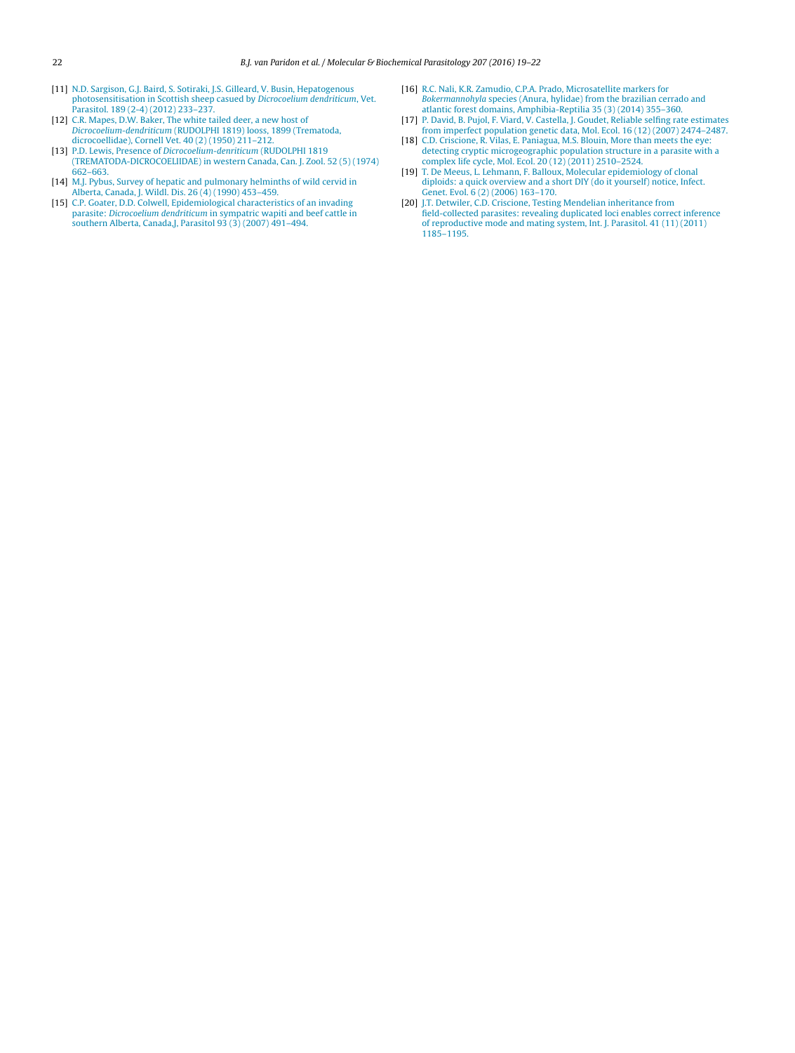[11] N.D. Sargison, G.J. Baird, S. Sotiraki, J.S. Gilleard, V. Busin, Hepatogenous photosensitisation in Scottish sheep casued by *Dicrocoelium dendriticum*, Vet. Parasitol. 189 (2-4) (2012) 233–237.

[12] C.R. Mapes, D.W. Baker, The white tailed deer, a new host of *Dicrocoelium-dendriticum* (RUDOLPHI 1819) looss, 1899 (Trematoda, dicrocoellidae), Cornell Vet. 40 (2) (1950) 211–212.

[13] P.D. Lewis, Presence of *Dicrocoelium-denriticum* (RUDOLPHI 1819 (TREMATODA-DICROCOELIIDAE) in western Canada, Can. J. Zool. 52 (5) (1974) 662–663.

[14] M.J. Pybus, Survey of hepatic and pulmonary helminths of wild cervid in Alberta, Canada, J. Wildl. Dis. 26 (4) (1990) 453–459.

[15] C.P. Goater, D.D. Colwell, Epidemiological characteristics of an invading parasite: *Dicrocoelium dendriticum* in sympatric wapiti and beef cattle in southern Alberta, Canada,J, Parasitol 93 (3) (2007) 491–494.

[16] R.C. Nali, K.R. Zamudio, C.P.A. Prado, Microsatellite markers for *Bokermannohyla* species (Anura, hylidae) from the brazilian cerrado and atlantic forest domains, Amphibia-Reptilia 35 (3) (2014) 355–360.

[17] P. David, B. Pujol, F. Viard, V. Castella, J. Goudet, Reliable selfing rate estimates from imperfect population genetic data, Mol. Ecol. 16 (12) (2007) 2474–2487.

[18] C.D. Criscione, R. Vilas, E. Paniagua, M.S. Blouin, More than meets the eye: detecting cryptic microgeographic population structure in a parasite with a complex life cycle, Mol. Ecol. 20 (12) (2011) 2510–2524.

[19] T. De Meeus, L. Lehmann, F. Balloux, Molecular epidemiology of clonal diploids: a quick overview and a short DIY (do it yourself) notice, Infect. Genet. Evol. 6 (2) (2006) 163–170.

[20] J.T. Detwiler, C.D. Criscione, Testing Mendelian inheritance from field-collected parasites: revealing duplicated loci enables correct inference of reproductive mode and mating system, Int. J. Parasitol. 41 (11) (2011) 1185–1195.